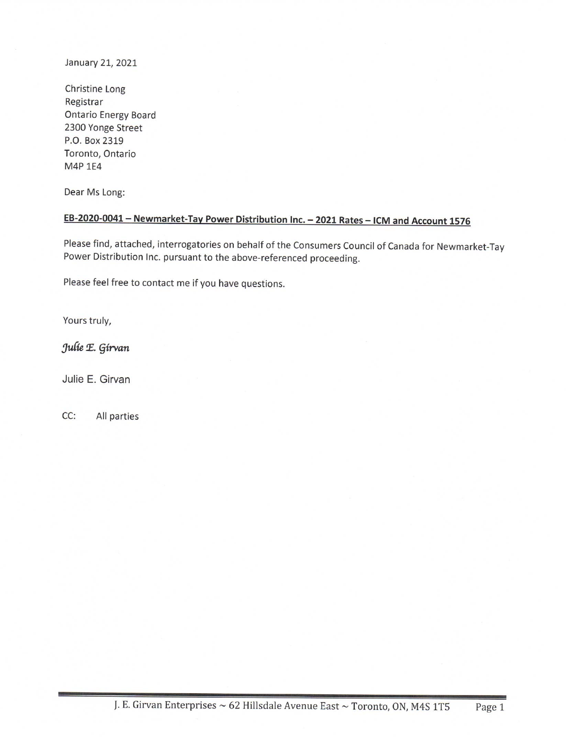January 21, 2021

Christine Long
Registrar
Ontario Energy Board
2300 Yonge Street
P.O. Box 2319
Toronto, Ontario
M4P 1E4

Dear Ms Long:

**<u>EB-2020-0041 – Newmarket-Tay Power Distribution Inc. – 2021 Rates – ICM and Account 1576</u>**

Please find, attached, interrogatories on behalf of the Consumers Council of Canada for Newmarket-Tay Power Distribution Inc. pursuant to the above-referenced proceeding.

Please feel free to contact me if you have questions.

Yours truly,

*Julie E. Girvan*

Julie E. Girvan

CC: All parties

J. E. Girvan Enterprises ~ 62 Hillsdale Avenue East ~ Toronto, ON, M4S 1T5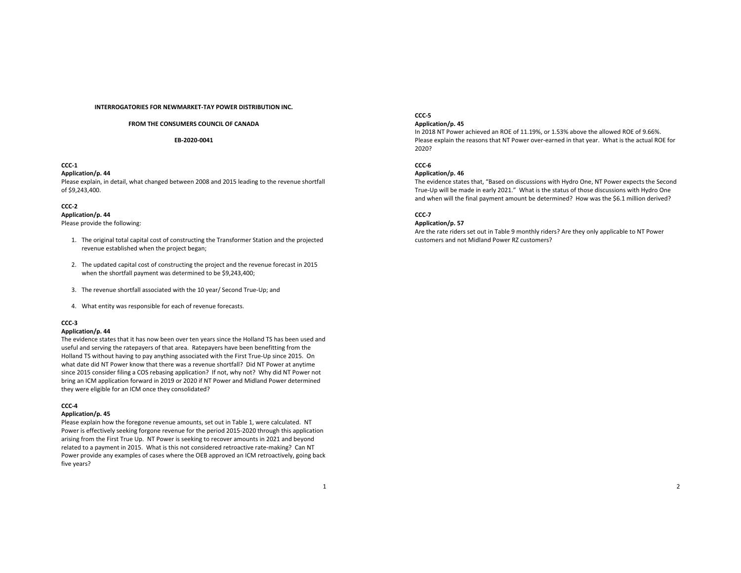**INTERROGATORIES FOR NEWMARKET-TAY POWER DISTRIBUTION INC.**

**FROM THE CONSUMERS COUNCIL OF CANADA**

**EB-2020-0041**

**CCC-1**

**Application/p. 44**

Please explain, in detail, what changed between 2008 and 2015 leading to the revenue shortfall of $9,243,400.

**CCC-2**

**Application/p. 44**

Please provide the following:

1. The original total capital cost of constructing the Transformer Station and the projected revenue established when the project began;
2. The updated capital cost of constructing the project and the revenue forecast in 2015 when the shortfall payment was determined to be $9,243,400;
3. The revenue shortfall associated with the 10 year/ Second True-Up; and
4. What entity was responsible for each of revenue forecasts.

**CCC-3**

**Application/p. 44**

The evidence states that it has now been over ten years since the Holland TS has been used and useful and serving the ratepayers of that area. Ratepayers have been benefitting from the Holland TS without having to pay anything associated with the First True-Up since 2015. On what date did NT Power know that there was a revenue shortfall? Did NT Power at anytime since 2015 consider filing a COS rebasing application? If not, why not? Why did NT Power not bring an ICM application forward in 2019 or 2020 if NT Power and Midland Power determined they were eligible for an ICM once they consolidated?

**CCC-4**

**Application/p. 45**

Please explain how the foregone revenue amounts, set out in Table 1, were calculated. NT Power is effectively seeking forgone revenue for the period 2015-2020 through this application arising from the First True Up. NT Power is seeking to recover amounts in 2021 and beyond related to a payment in 2015. What is this not considered retroactive rate-making? Can NT Power provide any examples of cases where the OEB approved an ICM retroactively, going back five years?

**CCC-5**

**Application/p. 45**

In 2018 NT Power achieved an ROE of 11.19%, or 1.53% above the allowed ROE of 9.66%. Please explain the reasons that NT Power over-earned in that year. What is the actual ROE for 2020?

**CCC-6**

**Application/p. 46**

The evidence states that, "Based on discussions with Hydro One, NT Power expects the Second True-Up will be made in early 2021." What is the status of those discussions with Hydro One and when will the final payment amount be determined? How was the $6.1 million derived?

**CCC-7**

**Application/p. 57**

Are the rate riders set out in Table 9 monthly riders? Are they only applicable to NT Power customers and not Midland Power RZ customers?